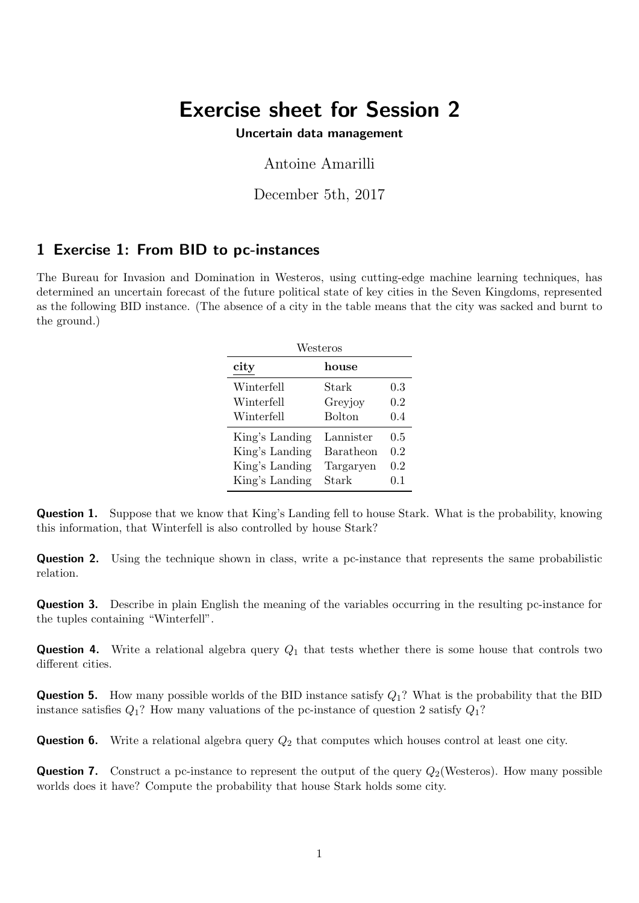# Exercise sheet for Session 2

**Uncertain data management**

Antoine Amarilli

December 5th, 2017

## 1 Exercise 1: From BID to pc-instances

The Bureau for Invasion and Domination in Westeros, using cutting-edge machine learning techniques, has determined an uncertain forecast of the future political state of key cities in the Seven Kingdoms, represented as the following BID instance. (The absence of a city in the table means that the city was sacked and burnt to the ground.)

Westeros

| **city** | **house** | |
|---|---|---|
| Winterfell | Stark | 0.3 |
| Winterfell | Greyjoy | 0.2 |
| Winterfell | Bolton | 0.4 |
| King's Landing | Lannister | 0.5 |
| King's Landing | Baratheon | 0.2 |
| King's Landing | Targaryen | 0.2 |
| King's Landing | Stark | 0.1 |

**Question 1.** Suppose that we know that King's Landing fell to house Stark. What is the probability, knowing this information, that Winterfell is also controlled by house Stark?

**Question 2.** Using the technique shown in class, write a pc-instance that represents the same probabilistic relation.

**Question 3.** Describe in plain English the meaning of the variables occurring in the resulting pc-instance for the tuples containing "Winterfell".

**Question 4.** Write a relational algebra query $Q_1$ that tests whether there is some house that controls two different cities.

**Question 5.** How many possible worlds of the BID instance satisfy $Q_1$? What is the probability that the BID instance satisfies $Q_1$? How many valuations of the pc-instance of question 2 satisfy $Q_1$?

**Question 6.** Write a relational algebra query $Q_2$ that computes which houses control at least one city.

**Question 7.** Construct a pc-instance to represent the output of the query $Q_2$(Westeros). How many possible worlds does it have? Compute the probability that house Stark holds some city.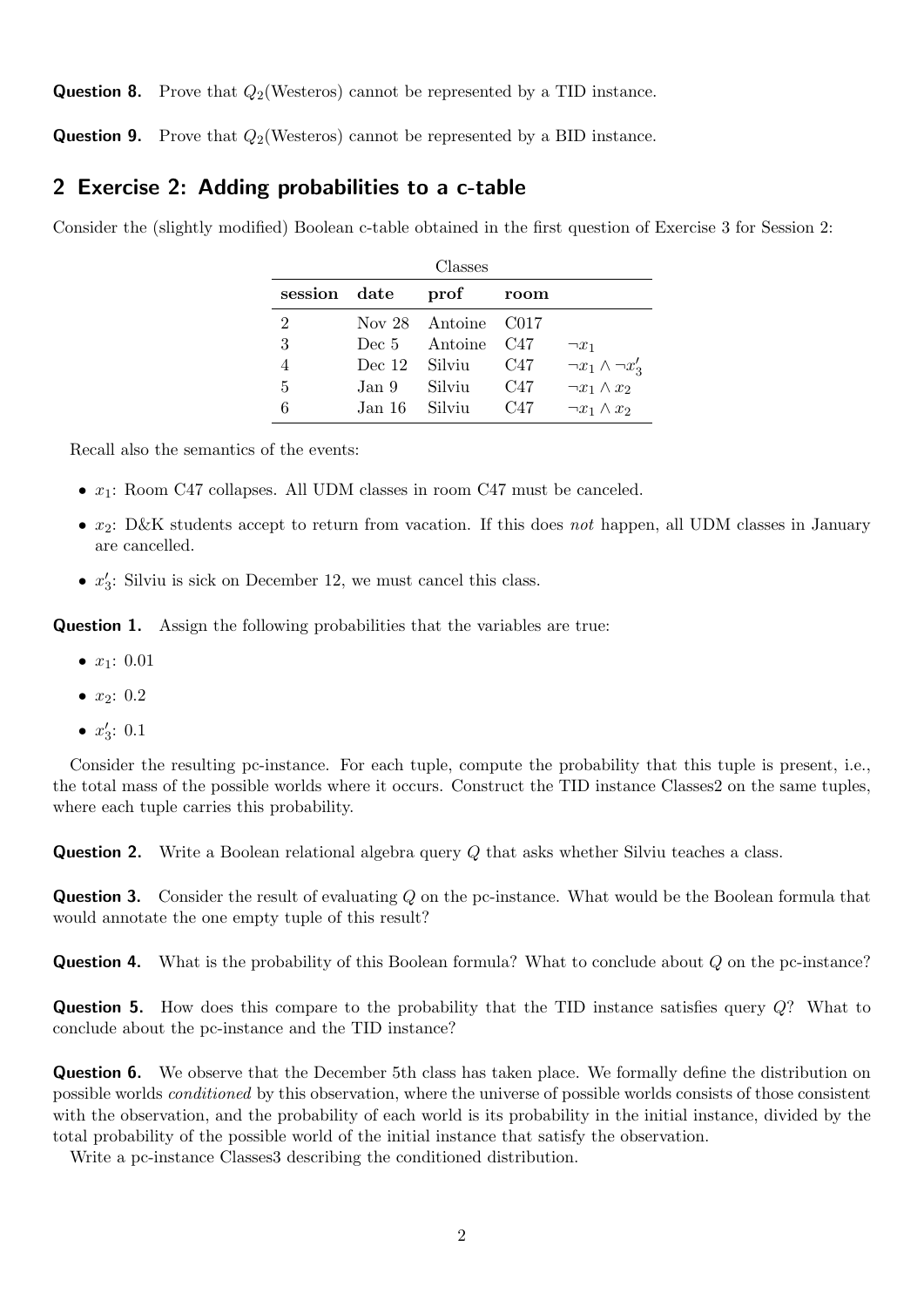**Question 8.** Prove that $Q_2$(Westeros) cannot be represented by a TID instance.

**Question 9.** Prove that $Q_2$(Westeros) cannot be represented by a BID instance.

## 2 Exercise 2: Adding probabilities to a c-table

Consider the (slightly modified) Boolean c-table obtained in the first question of Exercise 3 for Session 2:

Classes

| session | date | prof | room | |
|---|---|---|---|---|
| 2 | Nov 28 | Antoine | C017 | |
| 3 | Dec 5 | Antoine | C47 | $\neg x_1$ |
| 4 | Dec 12 | Silviu | C47 | $\neg x_1 \wedge \neg x_3'$ |
| 5 | Jan 9 | Silviu | C47 | $\neg x_1 \wedge x_2$ |
| 6 | Jan 16 | Silviu | C47 | $\neg x_1 \wedge x_2$ |

Recall also the semantics of the events:

- $x_1$: Room C47 collapses. All UDM classes in room C47 must be canceled.
- $x_2$: D&K students accept to return from vacation. If this does *not* happen, all UDM classes in January are cancelled.
- $x_3'$: Silviu is sick on December 12, we must cancel this class.

**Question 1.** Assign the following probabilities that the variables are true:

- $x_1$: 0.01
- $x_2$: 0.2
- $x_3'$: 0.1

Consider the resulting pc-instance. For each tuple, compute the probability that this tuple is present, i.e., the total mass of the possible worlds where it occurs. Construct the TID instance Classes2 on the same tuples, where each tuple carries this probability.

**Question 2.** Write a Boolean relational algebra query $Q$ that asks whether Silviu teaches a class.

**Question 3.** Consider the result of evaluating $Q$ on the pc-instance. What would be the Boolean formula that would annotate the one empty tuple of this result?

**Question 4.** What is the probability of this Boolean formula? What to conclude about $Q$ on the pc-instance?

**Question 5.** How does this compare to the probability that the TID instance satisfies query $Q$? What to conclude about the pc-instance and the TID instance?

**Question 6.** We observe that the December 5th class has taken place. We formally define the distribution on possible worlds *conditioned* by this observation, where the universe of possible worlds consists of those consistent with the observation, and the probability of each world is its probability in the initial instance, divided by the total probability of the possible world of the initial instance that satisfy the observation.

Write a pc-instance Classes3 describing the conditioned distribution.